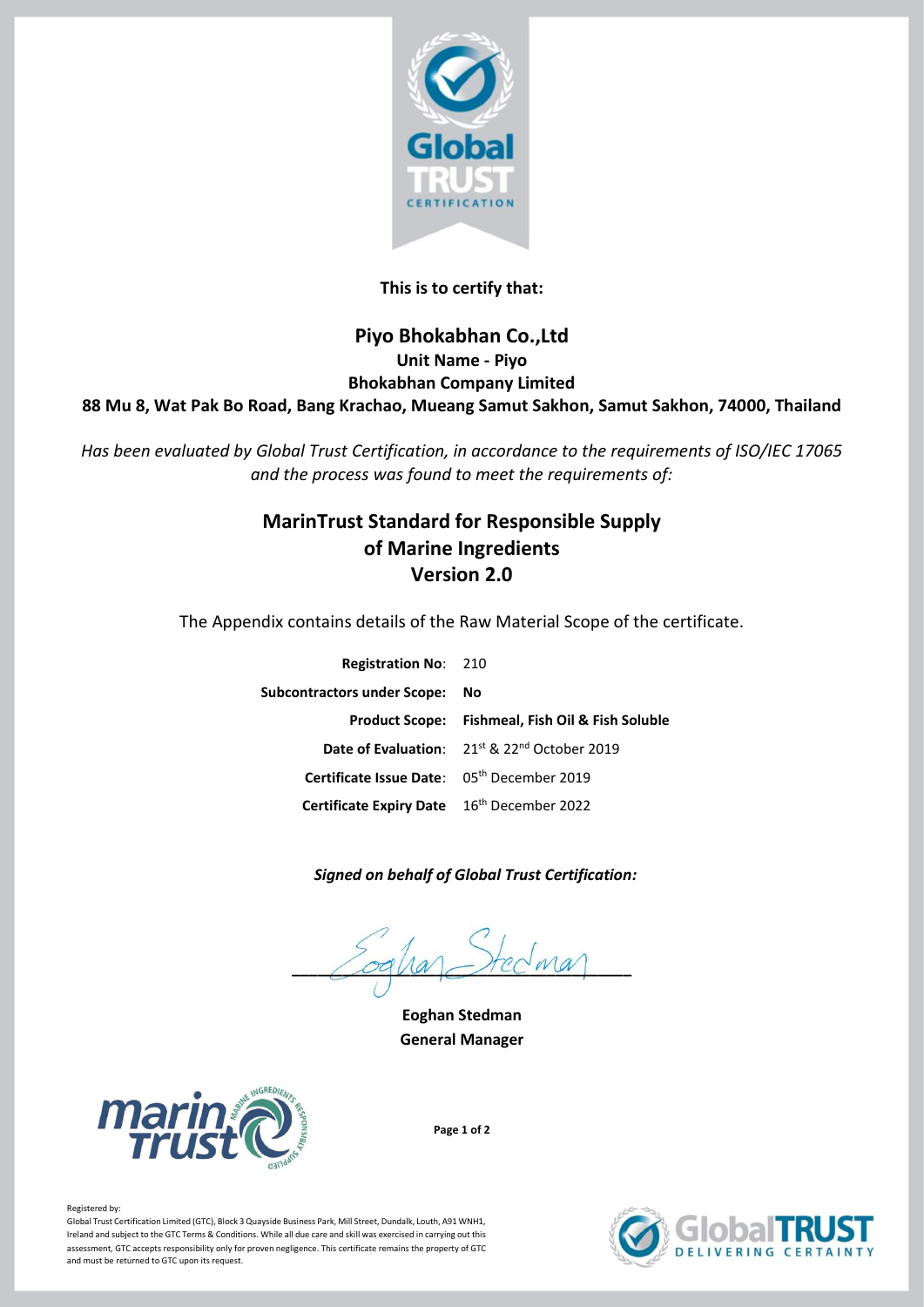**This is to certify that:**

## Piyo Bhokabhan Co.,Ltd

**Unit Name - Piyo**

**Bhokabhan Company Limited**

**88 Mu 8, Wat Pak Bo Road, Bang Krachao, Mueang Samut Sakhon, Samut Sakhon, 74000, Thailand**

*Has been evaluated by Global Trust Certification, in accordance to the requirements of ISO/IEC 17065 and the process was found to meet the requirements of:*

## MarinTrust Standard for Responsible Supply of Marine Ingredients Version 2.0

The Appendix contains details of the Raw Material Scope of the certificate.

| | |
|---|---|
| **Registration No**: | 210 |
| **Subcontractors under Scope:** | **No** |
| **Product Scope:** | **Fishmeal, Fish Oil & Fish Soluble** |
| **Date of Evaluation**: | 21st & 22nd October 2019 |
| **Certificate Issue Date**: | 05th December 2019 |
| **Certificate Expiry Date** | 16th December 2022 |

***Signed on behalf of Global Trust Certification:***

**Eoghan Stedman**
**General Manager**

Registered by:
Global Trust Certification Limited (GTC), Block 3 Quayside Business Park, Mill Street, Dundalk, Louth, A91 WNH1, Ireland and subject to the GTC Terms & Conditions. While all due care and skill was exercised in carrying out this assessment, GTC accepts responsibility only for proven negligence. This certificate remains the property of GTC and must be returned to GTC upon its request.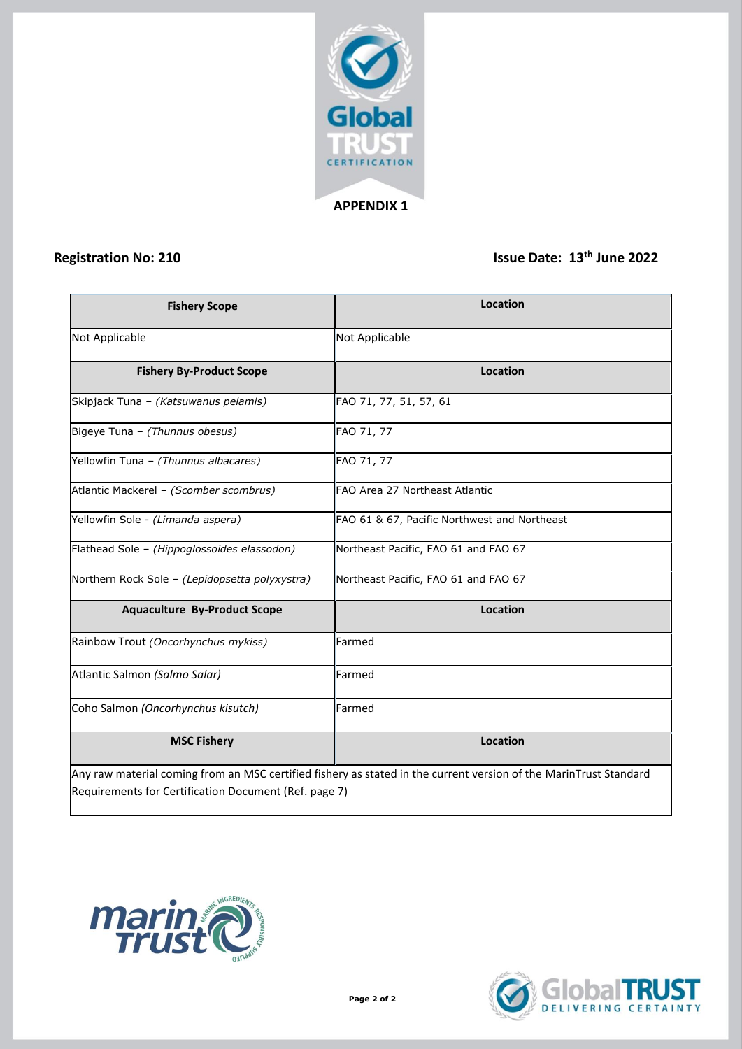**APPENDIX 1**

**Registration No: 210** **Issue Date: 13th June 2022**

| Fishery Scope | Location |
|---|---|
| Not Applicable | Not Applicable |
| **Fishery By-Product Scope** | **Location** |
| Skipjack Tuna – *(Katsuwanus pelamis)* | FAO 71, 77, 51, 57, 61 |
| Bigeye Tuna – *(Thunnus obesus)* | FAO 71, 77 |
| Yellowfin Tuna – *(Thunnus albacares)* | FAO 71, 77 |
| Atlantic Mackerel – *(Scomber scombrus)* | FAO Area 27 Northeast Atlantic |
| Yellowfin Sole - *(Limanda aspera)* | FAO 61 & 67, Pacific Northwest and Northeast |
| Flathead Sole – *(Hippoglossoides elassodon)* | Northeast Pacific, FAO 61 and FAO 67 |
| Northern Rock Sole – *(Lepidopsetta polyxystra)* | Northeast Pacific, FAO 61 and FAO 67 |
| **Aquaculture By-Product Scope** | **Location** |
| Rainbow Trout *(Oncorhynchus mykiss)* | Farmed |
| Atlantic Salmon *(Salmo Salar)* | Farmed |
| Coho Salmon *(Oncorhynchus kisutch)* | Farmed |
| **MSC Fishery** | **Location** |
| Any raw material coming from an MSC certified fishery as stated in the current version of the MarinTrust Standard Requirements for Certification Document (Ref. page 7) | |